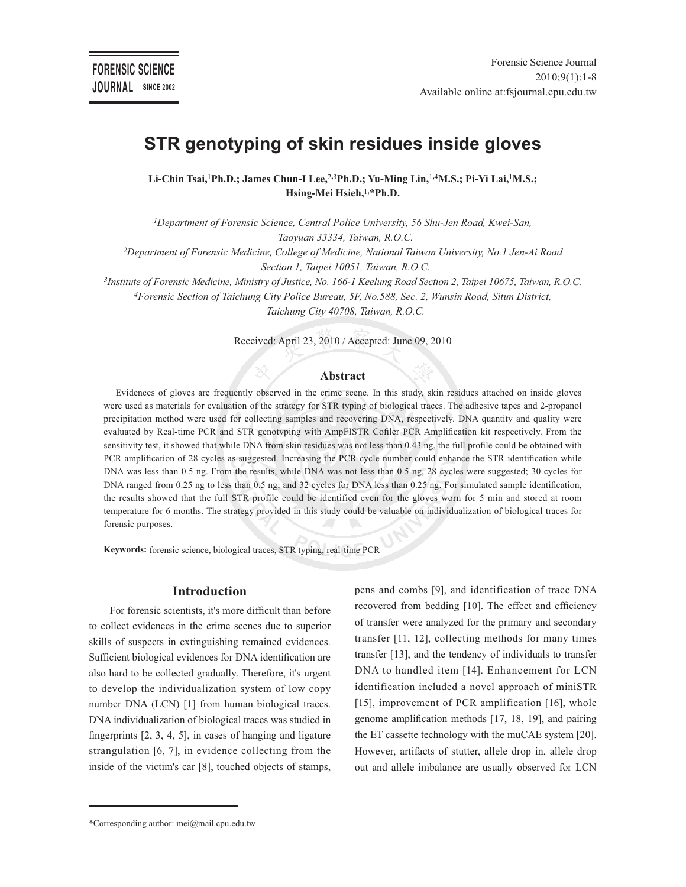# STR genotyping of skin residues inside gloves

**Li-Chin Tsai,[1] Ph.D.; James Chun-I Lee,[2,3] Ph.D.; Yu-Ming Lin,[1,4] M.S.; Pi-Yi Lai,[1] M.S.; Hsing-Mei Hsieh,[1,*] Ph.D.**

[1] *Department of Forensic Science, Central Police University, 56 Shu-Jen Road, Kwei-San, Taoyuan 33334, Taiwan, R.O.C.*

[2] *Department of Forensic Medicine, College of Medicine, National Taiwan University, No.1 Jen-Ai Road Section 1, Taipei 10051, Taiwan, R.O.C.*

[3] *Institute of Forensic Medicine, Ministry of Justice, No. 166-1 Keelung Road Section 2, Taipei 10675, Taiwan, R.O.C.*

[4] *Forensic Section of Taichung City Police Bureau, 5F, No.588, Sec. 2, Wunsin Road, Situn District, Taichung City 40708, Taiwan, R.O.C.*

Received: April 23, 2010 / Accepted: June 09, 2010

## Abstract

Evidences of gloves are frequently observed in the crime scene. In this study, skin residues attached on inside gloves were used as materials for evaluation of the strategy for STR typing of biological traces. The adhesive tapes and 2-propanol precipitation method were used for collecting samples and recovering DNA, respectively. DNA quantity and quality were evaluated by Real-time PCR and STR genotyping with AmpFlSTR Cofiler PCR Amplification kit respectively. From the sensitivity test, it showed that while DNA from skin residues was not less than 0.43 ng, the full profile could be obtained with PCR amplification of 28 cycles as suggested. Increasing the PCR cycle number could enhance the STR identification while DNA was less than 0.5 ng. From the results, while DNA was not less than 0.5 ng, 28 cycles were suggested; 30 cycles for DNA ranged from 0.25 ng to less than 0.5 ng; and 32 cycles for DNA less than 0.25 ng. For simulated sample identification, the results showed that the full STR profile could be identified even for the gloves worn for 5 min and stored at room temperature for 6 months. The strategy provided in this study could be valuable on individualization of biological traces for forensic purposes.

**Keywords:** forensic science, biological traces, STR typing, real-time PCR

## Introduction

For forensic scientists, it's more difficult than before to collect evidences in the crime scenes due to superior skills of suspects in extinguishing remained evidences. Sufficient biological evidences for DNA identification are also hard to be collected gradually. Therefore, it's urgent to develop the individualization system of low copy number DNA (LCN) [1] from human biological traces. DNA individualization of biological traces was studied in fingerprints [2, 3, 4, 5], in cases of hanging and ligature strangulation [6, 7], in evidence collecting from the inside of the victim's car [8], touched objects of stamps, pens and combs [9], and identification of trace DNA recovered from bedding [10]. The effect and efficiency of transfer were analyzed for the primary and secondary transfer [11, 12], collecting methods for many times transfer [13], and the tendency of individuals to transfer DNA to handled item [14]. Enhancement for LCN identification included a novel approach of miniSTR [15], improvement of PCR amplification [16], whole genome amplification methods [17, 18, 19], and pairing the ET cassette technology with the muCAE system [20]. However, artifacts of stutter, allele drop in, allele drop out and allele imbalance are usually observed for LCN

*Corresponding author: mei@mail.cpu.edu.tw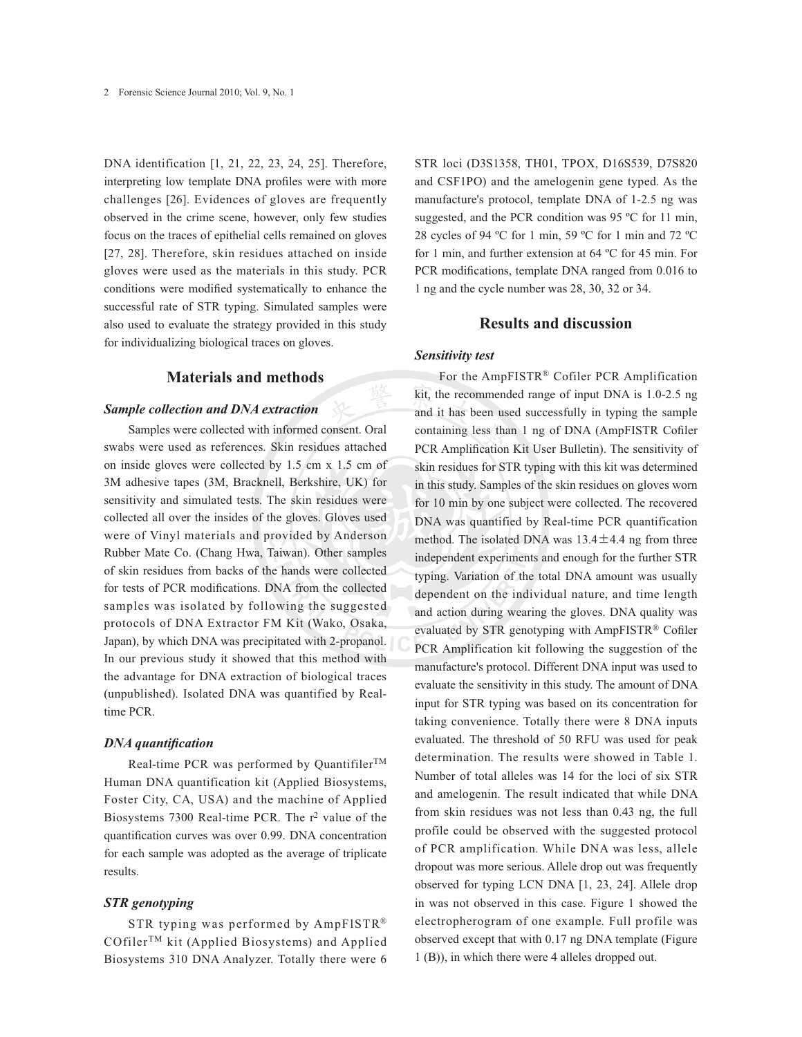DNA identification [1, 21, 22, 23, 24, 25]. Therefore, interpreting low template DNA profiles were with more challenges [26]. Evidences of gloves are frequently observed in the crime scene, however, only few studies focus on the traces of epithelial cells remained on gloves [27, 28]. Therefore, skin residues attached on inside gloves were used as the materials in this study. PCR conditions were modified systematically to enhance the successful rate of STR typing. Simulated samples were also used to evaluate the strategy provided in this study for individualizing biological traces on gloves.

## Materials and methods

### *Sample collection and DNA extraction*

Samples were collected with informed consent. Oral swabs were used as references. Skin residues attached on inside gloves were collected by 1.5 cm x 1.5 cm of 3M adhesive tapes (3M, Bracknell, Berkshire, UK) for sensitivity and simulated tests. The skin residues were collected all over the insides of the gloves. Gloves used were of Vinyl materials and provided by Anderson Rubber Mate Co. (Chang Hwa, Taiwan). Other samples of skin residues from backs of the hands were collected for tests of PCR modifications. DNA from the collected samples was isolated by following the suggested protocols of DNA Extractor FM Kit (Wako, Osaka, Japan), by which DNA was precipitated with 2-propanol. In our previous study it showed that this method with the advantage for DNA extraction of biological traces (unpublished). Isolated DNA was quantified by Real-time PCR.

### *DNA quantification*

Real-time PCR was performed by Quantifiler™ Human DNA quantification kit (Applied Biosystems, Foster City, CA, USA) and the machine of Applied Biosystems 7300 Real-time PCR. The $r^2$ value of the quantification curves was over 0.99. DNA concentration for each sample was adopted as the average of triplicate results.

### *STR genotyping*

STR typing was performed by AmpFlSTR® COfiler™ kit (Applied Biosystems) and Applied Biosystems 310 DNA Analyzer. Totally there were 6 STR loci (D3S1358, TH01, TPOX, D16S539, D7S820 and CSF1PO) and the amelogenin gene typed. As the manufacture's protocol, template DNA of 1-2.5 ng was suggested, and the PCR condition was 95 ºC for 11 min, 28 cycles of 94 ºC for 1 min, 59 ºC for 1 min and 72 ºC for 1 min, and further extension at 64 ºC for 45 min. For PCR modifications, template DNA ranged from 0.016 to 1 ng and the cycle number was 28, 30, 32 or 34.

## Results and discussion

### *Sensitivity test*

For the AmpFISTR® Cofiler PCR Amplification kit, the recommended range of input DNA is 1.0-2.5 ng and it has been used successfully in typing the sample containing less than 1 ng of DNA (AmpFISTR Cofiler PCR Amplification Kit User Bulletin). The sensitivity of skin residues for STR typing with this kit was determined in this study. Samples of the skin residues on gloves worn for 10 min by one subject were collected. The recovered DNA was quantified by Real-time PCR quantification method. The isolated DNA was $13.4 \pm 4.4$ ng from three independent experiments and enough for the further STR typing. Variation of the total DNA amount was usually dependent on the individual nature, and time length and action during wearing the gloves. DNA quality was evaluated by STR genotyping with AmpFISTR® Cofiler PCR Amplification kit following the suggestion of the manufacture's protocol. Different DNA input was used to evaluate the sensitivity in this study. The amount of DNA input for STR typing was based on its concentration for taking convenience. Totally there were 8 DNA inputs evaluated. The threshold of 50 RFU was used for peak determination. The results were showed in Table 1. Number of total alleles was 14 for the loci of six STR and amelogenin. The result indicated that while DNA from skin residues was not less than 0.43 ng, the full profile could be observed with the suggested protocol of PCR amplification. While DNA was less, allele dropout was more serious. Allele drop out was frequently observed for typing LCN DNA [1, 23, 24]. Allele drop in was not observed in this case. Figure 1 showed the electropherogram of one example. Full profile was observed except that with 0.17 ng DNA template (Figure 1 (B)), in which there were 4 alleles dropped out.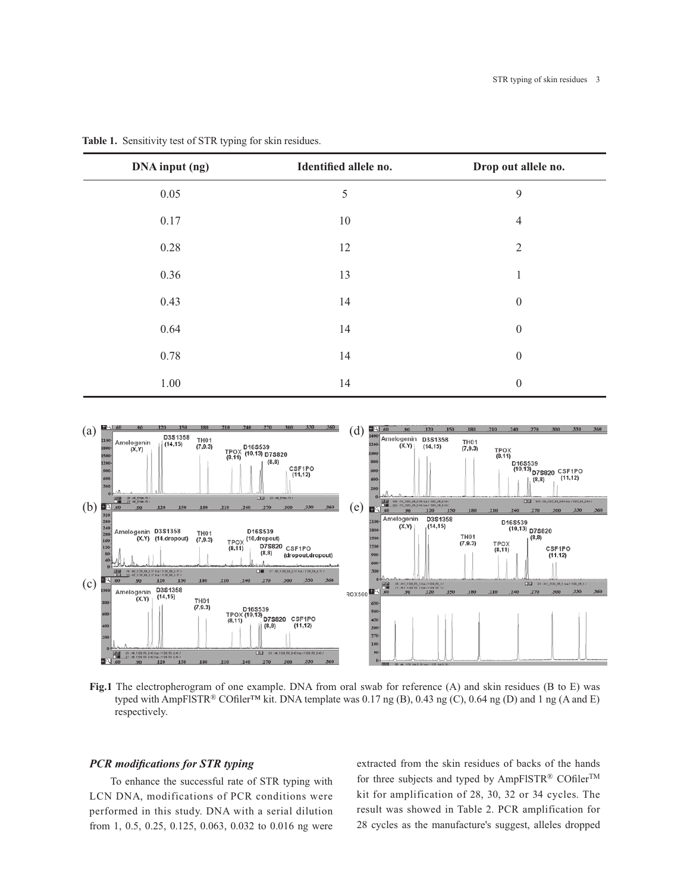**Table 1.** Sensitivity test of STR typing for skin residues.

| DNA input (ng) | Identified allele no. | Drop out allele no. |
|---|---|---|
| 0.05 | 5 | 9 |
| 0.17 | 10 | 4 |
| 0.28 | 12 | 2 |
| 0.36 | 13 | 1 |
| 0.43 | 14 | 0 |
| 0.64 | 14 | 0 |
| 0.78 | 14 | 0 |
| 1.00 | 14 | 0 |

**Fig.1** The electropherogram of one example. DNA from oral swab for reference (A) and skin residues (B to E) was typed with AmpFlSTR® COfiler™ kit. DNA template was 0.17 ng (B), 0.43 ng (C), 0.64 ng (D) and 1 ng (A and E) respectively.

### *PCR modifications for STR typing*

To enhance the successful rate of STR typing with LCN DNA, modifications of PCR conditions were performed in this study. DNA with a serial dilution from 1, 0.5, 0.25, 0.125, 0.063, 0.032 to 0.016 ng were extracted from the skin residues of backs of the hands for three subjects and typed by AmpFlSTR® COfiler™ kit for amplification of 28, 30, 32 or 34 cycles. The result was showed in Table 2. PCR amplification for 28 cycles as the manufacture's suggest, alleles dropped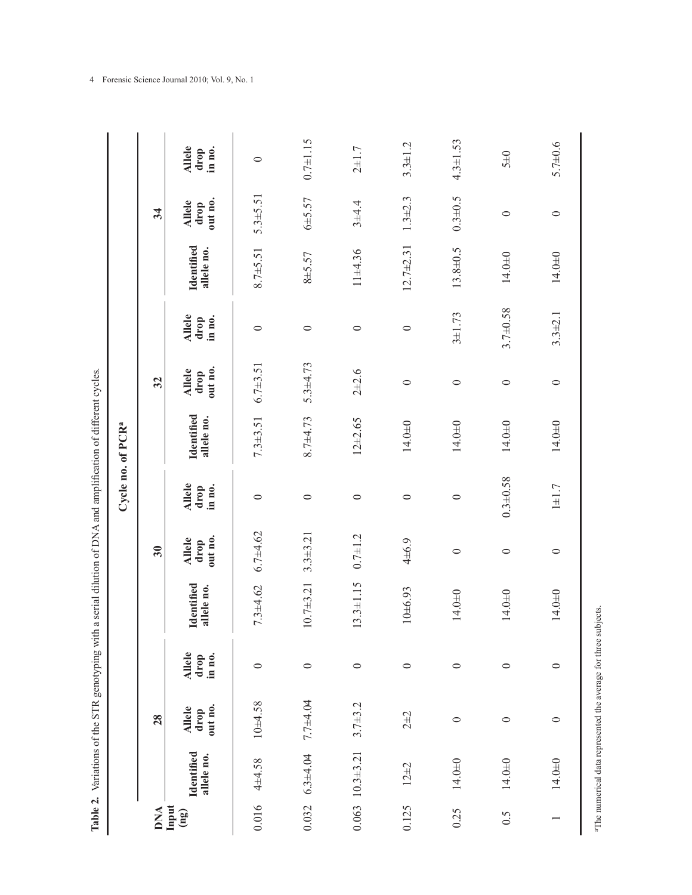**Table 2.** Variations of the STR genotyping with a serial dilution of DNA and amplification of different cycles.

| DNA Input (ng) | Cycle no. of PCR[a] | | | | | | | | | | | |
|---|---|---|---|---|---|---|---|---|---|---|---|---|
| | 28 | | | 30 | | | 32 | | | 34 | | |
| | Identified allele no. | Allele drop out no. | Allele drop in no. | Identified allele no. | Allele drop out no. | Allele drop in no. | Identified allele no. | Allele drop out no. | Allele drop in no. | Identified allele no. | Allele drop out no. | Allele drop in no. |
| 0.016 | 4±4.58 | 10±4.58 | 0 | 7.3±4.62 | 6.7±4.62 | 0 | 7.3±3.51 | 6.7±3.51 | 0 | 8.7±5.51 | 5.3±5.51 | 0 |
| 0.032 | 6.3±4.04 | 7.7±4.04 | 0 | 10.7±3.21 | 3.3±3.21 | 0 | 8.7±4.73 | 5.3±4.73 | 0 | 8±5.57 | 6±5.57 | 0.7±1.15 |
| 0.063 | 10.3±3.21 | 3.7±3.2 | 0 | 13.3±1.15 | 0.7±1.2 | 0 | 12±2.65 | 2±2.6 | 0 | 11±4.36 | 3±4.4 | 2±1.7 |
| 0.125 | 12±2 | 2±2 | 0 | 10±6.93 | 4±6.9 | 0 | 14.0±0 | 0 | 0 | 12.7±2.31 | 1.3±2.3 | 3.3±1.2 |
| 0.25 | 14.0±0 | 0 | 0 | 14.0±0 | 0 | 0 | 14.0±0 | 0 | 3±1.73 | 13.8±0.5 | 0.3±0.5 | 4.3±1.53 |
| 0.5 | 14.0±0 | 0 | 0 | 14.0±0 | 0 | 0.3±0.58 | 14.0±0 | 0 | 3.7±0.58 | 14.0±0 | 0 | 5±0 |
| 1 | 14.0±0 | 0 | 0 | 14.0±0 | 0 | 1±1.7 | 14.0±0 | 0 | 3.3±2.1 | 14.0±0 | 0 | 5.7±0.6 |

[a]The numerical data represented the average for three subjects.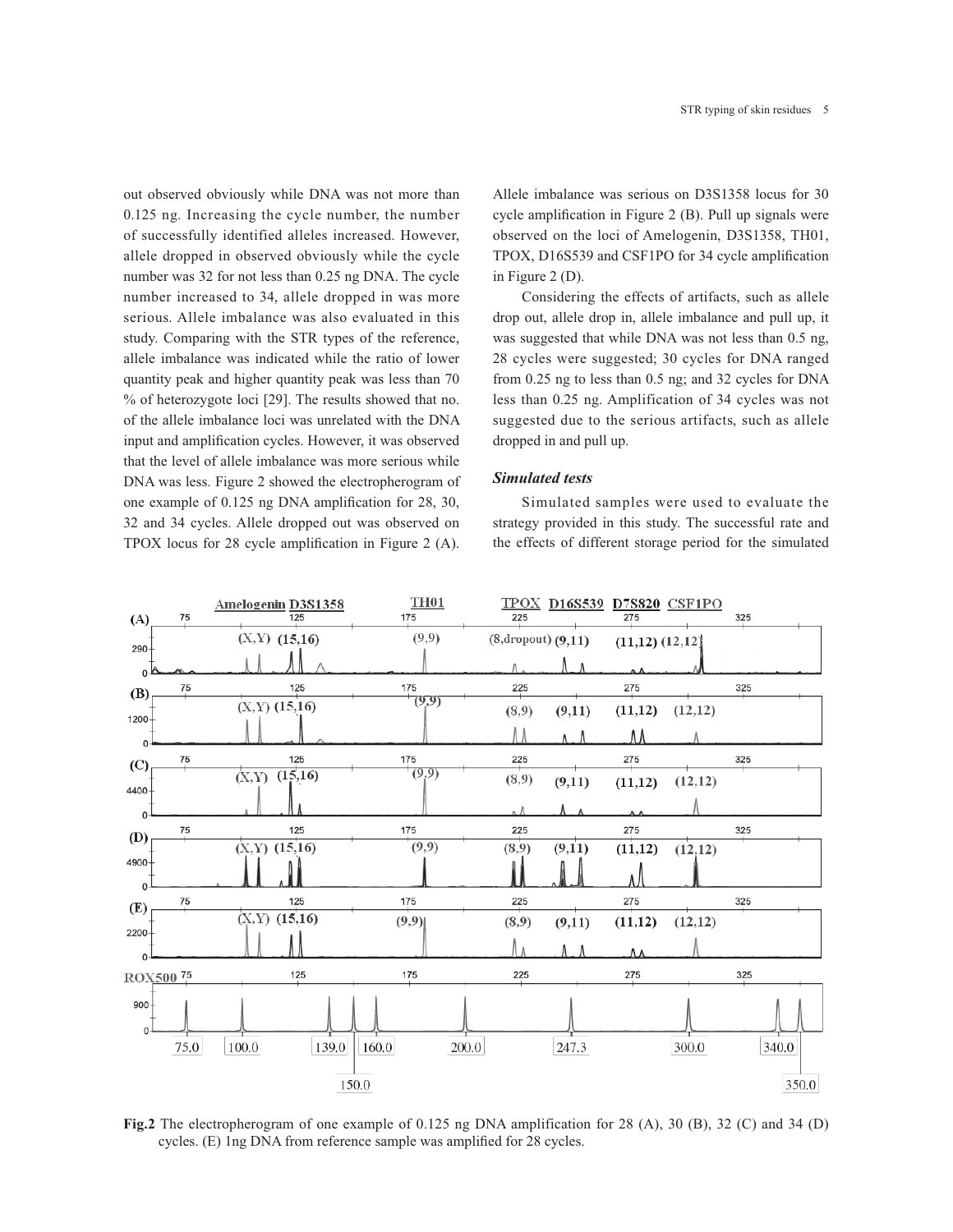out observed obviously while DNA was not more than 0.125 ng. Increasing the cycle number, the number of successfully identified alleles increased. However, allele dropped in observed obviously while the cycle number was 32 for not less than 0.25 ng DNA. The cycle number increased to 34, allele dropped in was more serious. Allele imbalance was also evaluated in this study. Comparing with the STR types of the reference, allele imbalance was indicated while the ratio of lower quantity peak and higher quantity peak was less than 70 % of heterozygote loci [29]. The results showed that no. of the allele imbalance loci was unrelated with the DNA input and amplification cycles. However, it was observed that the level of allele imbalance was more serious while DNA was less. Figure 2 showed the electropherogram of one example of 0.125 ng DNA amplification for 28, 30, 32 and 34 cycles. Allele dropped out was observed on TPOX locus for 28 cycle amplification in Figure 2 (A). Allele imbalance was serious on D3S1358 locus for 30 cycle amplification in Figure 2 (B). Pull up signals were observed on the loci of Amelogenin, D3S1358, TH01, TPOX, D16S539 and CSF1PO for 34 cycle amplification in Figure 2 (D).

Considering the effects of artifacts, such as allele drop out, allele drop in, allele imbalance and pull up, it was suggested that while DNA was not less than 0.5 ng, 28 cycles were suggested; 30 cycles for DNA ranged from 0.25 ng to less than 0.5 ng; and 32 cycles for DNA less than 0.25 ng. Amplification of 34 cycles was not suggested due to the serious artifacts, such as allele dropped in and pull up.

### *Simulated tests*

Simulated samples were used to evaluate the strategy provided in this study. The successful rate and the effects of different storage period for the simulated

**Fig.2** The electropherogram of one example of 0.125 ng DNA amplification for 28 (A), 30 (B), 32 (C) and 34 (D) cycles. (E) 1ng DNA from reference sample was amplified for 28 cycles.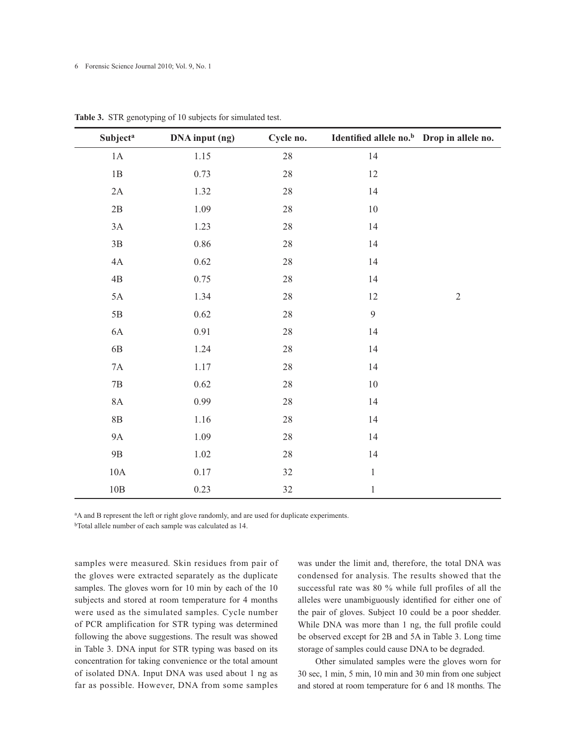**Table 3.** STR genotyping of 10 subjects for simulated test.

| Subject[a] | DNA input (ng) | Cycle no. | Identified allele no.[b] | Drop in allele no. |
|---|---|---|---|---|
| 1A | 1.15 | 28 | 14 | |
| 1B | 0.73 | 28 | 12 | |
| 2A | 1.32 | 28 | 14 | |
| 2B | 1.09 | 28 | 10 | |
| 3A | 1.23 | 28 | 14 | |
| 3B | 0.86 | 28 | 14 | |
| 4A | 0.62 | 28 | 14 | |
| 4B | 0.75 | 28 | 14 | |
| 5A | 1.34 | 28 | 12 | 2 |
| 5B | 0.62 | 28 | 9 | |
| 6A | 0.91 | 28 | 14 | |
| 6B | 1.24 | 28 | 14 | |
| 7A | 1.17 | 28 | 14 | |
| 7B | 0.62 | 28 | 10 | |
| 8A | 0.99 | 28 | 14 | |
| 8B | 1.16 | 28 | 14 | |
| 9A | 1.09 | 28 | 14 | |
| 9B | 1.02 | 28 | 14 | |
| 10A | 0.17 | 32 | 1 | |
| 10B | 0.23 | 32 | 1 | |

[a]A and B represent the left or right glove randomly, and are used for duplicate experiments.
[b]Total allele number of each sample was calculated as 14.

samples were measured. Skin residues from pair of the gloves were extracted separately as the duplicate samples. The gloves worn for 10 min by each of the 10 subjects and stored at room temperature for 4 months were used as the simulated samples. Cycle number of PCR amplification for STR typing was determined following the above suggestions. The result was showed in Table 3. DNA input for STR typing was based on its concentration for taking convenience or the total amount of isolated DNA. Input DNA was used about 1 ng as far as possible. However, DNA from some samples was under the limit and, therefore, the total DNA was condensed for analysis. The results showed that the successful rate was 80 % while full profiles of all the alleles were unambiguously identified for either one of the pair of gloves. Subject 10 could be a poor shedder. While DNA was more than 1 ng, the full profile could be observed except for 2B and 5A in Table 3. Long time storage of samples could cause DNA to be degraded.

Other simulated samples were the gloves worn for 30 sec, 1 min, 5 min, 10 min and 30 min from one subject and stored at room temperature for 6 and 18 months. The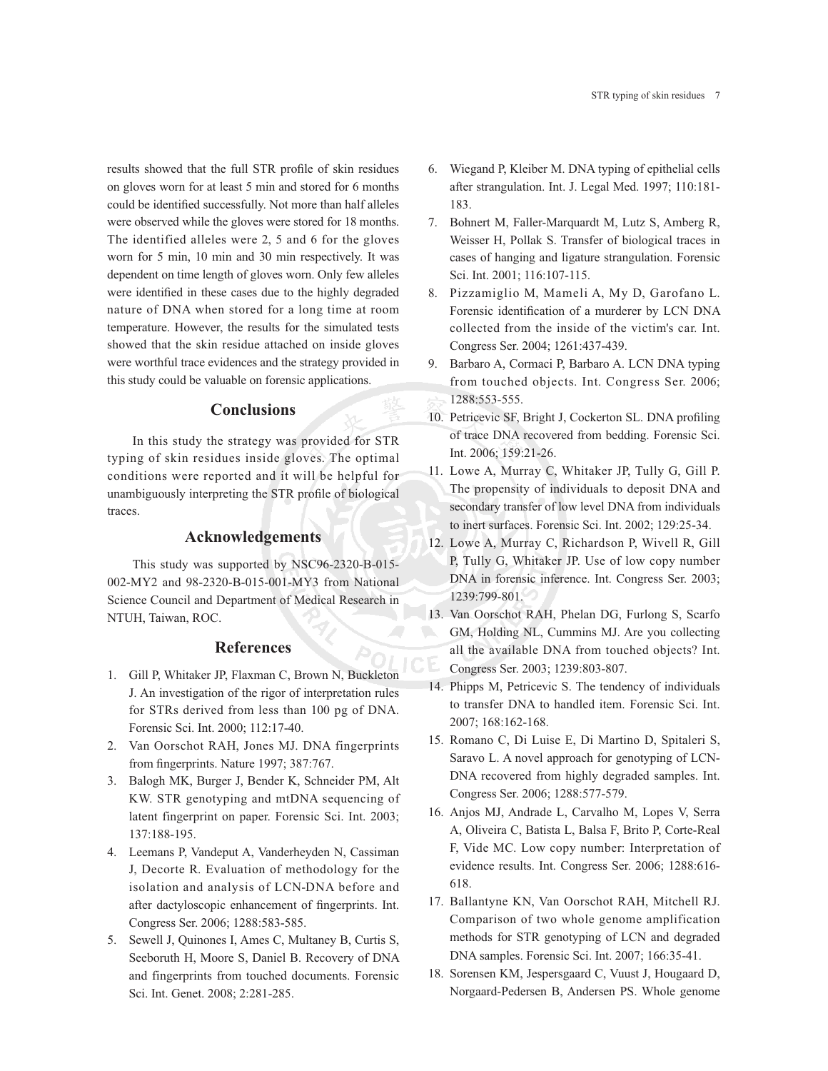results showed that the full STR profile of skin residues on gloves worn for at least 5 min and stored for 6 months could be identified successfully. Not more than half alleles were observed while the gloves were stored for 18 months. The identified alleles were 2, 5 and 6 for the gloves worn for 5 min, 10 min and 30 min respectively. It was dependent on time length of gloves worn. Only few alleles were identified in these cases due to the highly degraded nature of DNA when stored for a long time at room temperature. However, the results for the simulated tests showed that the skin residue attached on inside gloves were worthful trace evidences and the strategy provided in this study could be valuable on forensic applications.

## Conclusions

In this study the strategy was provided for STR typing of skin residues inside gloves. The optimal conditions were reported and it will be helpful for unambiguously interpreting the STR profile of biological traces.

## Acknowledgements

This study was supported by NSC96-2320-B-015-002-MY2 and 98-2320-B-015-001-MY3 from National Science Council and Department of Medical Research in NTUH, Taiwan, ROC.

## References

1. Gill P, Whitaker JP, Flaxman C, Brown N, Buckleton J. An investigation of the rigor of interpretation rules for STRs derived from less than 100 pg of DNA. Forensic Sci. Int. 2000; 112:17-40.
2. Van Oorschot RAH, Jones MJ. DNA fingerprints from fingerprints. Nature 1997; 387:767.
3. Balogh MK, Burger J, Bender K, Schneider PM, Alt KW. STR genotyping and mtDNA sequencing of latent fingerprint on paper. Forensic Sci. Int. 2003; 137:188-195.
4. Leemans P, Vandeput A, Vanderheyden N, Cassiman J, Decorte R. Evaluation of methodology for the isolation and analysis of LCN-DNA before and after dactyloscopic enhancement of fingerprints. Int. Congress Ser. 2006; 1288:583-585.
5. Sewell J, Quinones I, Ames C, Multaney B, Curtis S, Seeboruth H, Moore S, Daniel B. Recovery of DNA and fingerprints from touched documents. Forensic Sci. Int. Genet. 2008; 2:281-285.
6. Wiegand P, Kleiber M. DNA typing of epithelial cells after strangulation. Int. J. Legal Med. 1997; 110:181-183.
7. Bohnert M, Faller-Marquardt M, Lutz S, Amberg R, Weisser H, Pollak S. Transfer of biological traces in cases of hanging and ligature strangulation. Forensic Sci. Int. 2001; 116:107-115.
8. Pizzamiglio M, Mameli A, My D, Garofano L. Forensic identification of a murderer by LCN DNA collected from the inside of the victim's car. Int. Congress Ser. 2004; 1261:437-439.
9. Barbaro A, Cormaci P, Barbaro A. LCN DNA typing from touched objects. Int. Congress Ser. 2006; 1288:553-555.
10. Petricevic SF, Bright J, Cockerton SL. DNA profiling of trace DNA recovered from bedding. Forensic Sci. Int. 2006; 159:21-26.
11. Lowe A, Murray C, Whitaker JP, Tully G, Gill P. The propensity of individuals to deposit DNA and secondary transfer of low level DNA from individuals to inert surfaces. Forensic Sci. Int. 2002; 129:25-34.
12. Lowe A, Murray C, Richardson P, Wivell R, Gill P, Tully G, Whitaker JP. Use of low copy number DNA in forensic inference. Int. Congress Ser. 2003; 1239:799-801.
13. Van Oorschot RAH, Phelan DG, Furlong S, Scarfo GM, Holding NL, Cummins MJ. Are you collecting all the available DNA from touched objects? Int. Congress Ser. 2003; 1239:803-807.
14. Phipps M, Petricevic S. The tendency of individuals to transfer DNA to handled item. Forensic Sci. Int. 2007; 168:162-168.
15. Romano C, Di Luise E, Di Martino D, Spitaleri S, Saravo L. A novel approach for genotyping of LCN-DNA recovered from highly degraded samples. Int. Congress Ser. 2006; 1288:577-579.
16. Anjos MJ, Andrade L, Carvalho M, Lopes V, Serra A, Oliveira C, Batista L, Balsa F, Brito P, Corte-Real F, Vide MC. Low copy number: Interpretation of evidence results. Int. Congress Ser. 2006; 1288:616-618.
17. Ballantyne KN, Van Oorschot RAH, Mitchell RJ. Comparison of two whole genome amplification methods for STR genotyping of LCN and degraded DNA samples. Forensic Sci. Int. 2007; 166:35-41.
18. Sorensen KM, Jespersgaard C, Vuust J, Hougaard D, Norgaard-Pedersen B, Andersen PS. Whole genome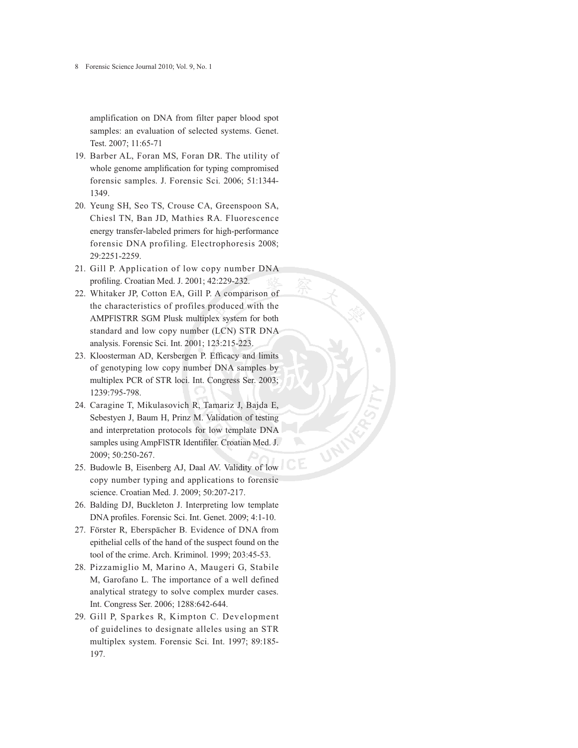amplification on DNA from filter paper blood spot samples: an evaluation of selected systems. Genet. Test. 2007; 11:65-71

19. Barber AL, Foran MS, Foran DR. The utility of whole genome amplification for typing compromised forensic samples. J. Forensic Sci. 2006; 51:1344-1349.
20. Yeung SH, Seo TS, Crouse CA, Greenspoon SA, Chiesl TN, Ban JD, Mathies RA. Fluorescence energy transfer-labeled primers for high-performance forensic DNA profiling. Electrophoresis 2008; 29:2251-2259.
21. Gill P. Application of low copy number DNA profiling. Croatian Med. J. 2001; 42:229-232.
22. Whitaker JP, Cotton EA, Gill P. A comparison of the characteristics of profiles produced with the AMPFlSTRR SGM Plusk multiplex system for both standard and low copy number (LCN) STR DNA analysis. Forensic Sci. Int. 2001; 123:215-223.
23. Kloosterman AD, Kersbergen P. Efficacy and limits of genotyping low copy number DNA samples by multiplex PCR of STR loci. Int. Congress Ser. 2003; 1239:795-798.
24. Caragine T, Mikulasovich R, Tamariz J, Bajda E, Sebestyen J, Baum H, Prinz M. Validation of testing and interpretation protocols for low template DNA samples using AmpFlSTR Identifiler. Croatian Med. J. 2009; 50:250-267.
25. Budowle B, Eisenberg AJ, Daal AV. Validity of low copy number typing and applications to forensic science. Croatian Med. J. 2009; 50:207-217.
26. Balding DJ, Buckleton J. Interpreting low template DNA profiles. Forensic Sci. Int. Genet. 2009; 4:1-10.
27. Förster R, Eberspächer B. Evidence of DNA from epithelial cells of the hand of the suspect found on the tool of the crime. Arch. Kriminol. 1999; 203:45-53.
28. Pizzamiglio M, Marino A, Maugeri G, Stabile M, Garofano L. The importance of a well defined analytical strategy to solve complex murder cases. Int. Congress Ser. 2006; 1288:642-644.
29. Gill P, Sparkes R, Kimpton C. Development of guidelines to designate alleles using an STR multiplex system. Forensic Sci. Int. 1997; 89:185-197.